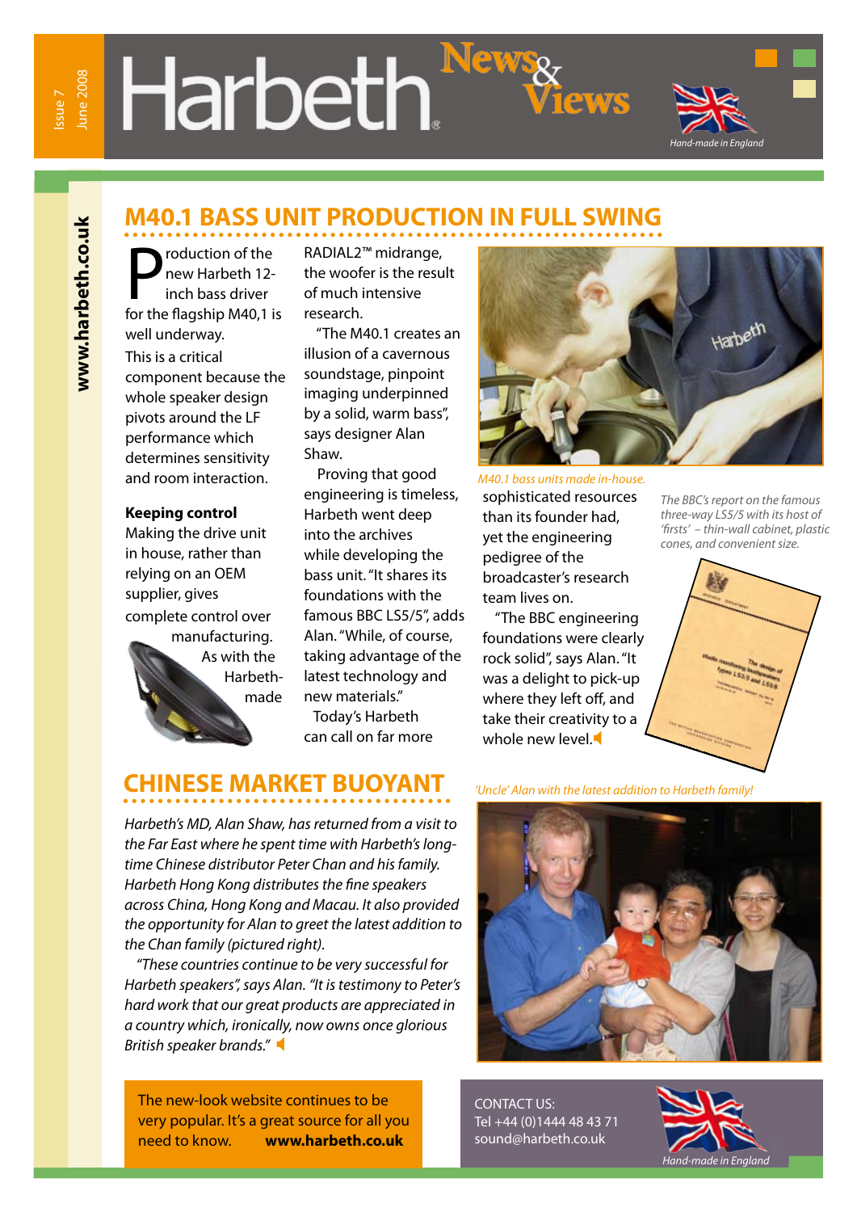# Harbeth News & Views

Issue 7 June 2008

Hand-made in England

www.harbeth.co.uk

## M40.1 BASS UNIT PRODUCTION IN FULL SWING

Production of the new Harbeth 12-inch bass driver for the flagship M40,1 is well underway.

This is a critical component because the whole speaker design pivots around the LF performance which determines sensitivity and room interaction.

### Keeping control

Making the drive unit in house, rather than relying on an OEM supplier, gives complete control over manufacturing. As with the Harbeth-made RADIAL2™ midrange, the woofer is the result of much intensive research.

"The M40.1 creates an illusion of a cavernous soundstage, pinpoint imaging underpinned by a solid, warm bass", says designer Alan Shaw.

Proving that good engineering is timeless, Harbeth went deep into the archives while developing the bass unit. "It shares its foundations with the famous BBC LS5/5", adds Alan. "While, of course, taking advantage of the latest technology and new materials."

Today's Harbeth can call on far more sophisticated resources than its founder had, yet the engineering pedigree of the broadcaster's research team lives on.

"The BBC engineering foundations were clearly rock solid", says Alan. "It was a delight to pick-up where they left off, and take their creativity to a whole new level.

*M40.1 bass units made in-house.*

*The BBC's report on the famous three-way LS5/5 with its host of 'firsts' – thin-wall cabinet, plastic cones, and convenient size.*

## CHINESE MARKET BUOYANT

*Harbeth's MD, Alan Shaw, has returned from a visit to the Far East where he spent time with Harbeth's long-time Chinese distributor Peter Chan and his family. Harbeth Hong Kong distributes the fine speakers across China, Hong Kong and Macau. It also provided the opportunity for Alan to greet the latest addition to the Chan family (pictured right).*

*"These countries continue to be very successful for Harbeth speakers", says Alan. "It is testimony to Peter's hard work that our great products are appreciated in a country which, ironically, now owns once glorious British speaker brands."*

*'Uncle' Alan with the latest addition to Harbeth family!*

The new-look website continues to be very popular. It's a great source for all you need to know. **www.harbeth.co.uk**

CONTACT US:
Tel +44 (0)1444 48 43 71
sound@harbeth.co.uk

Hand-made in England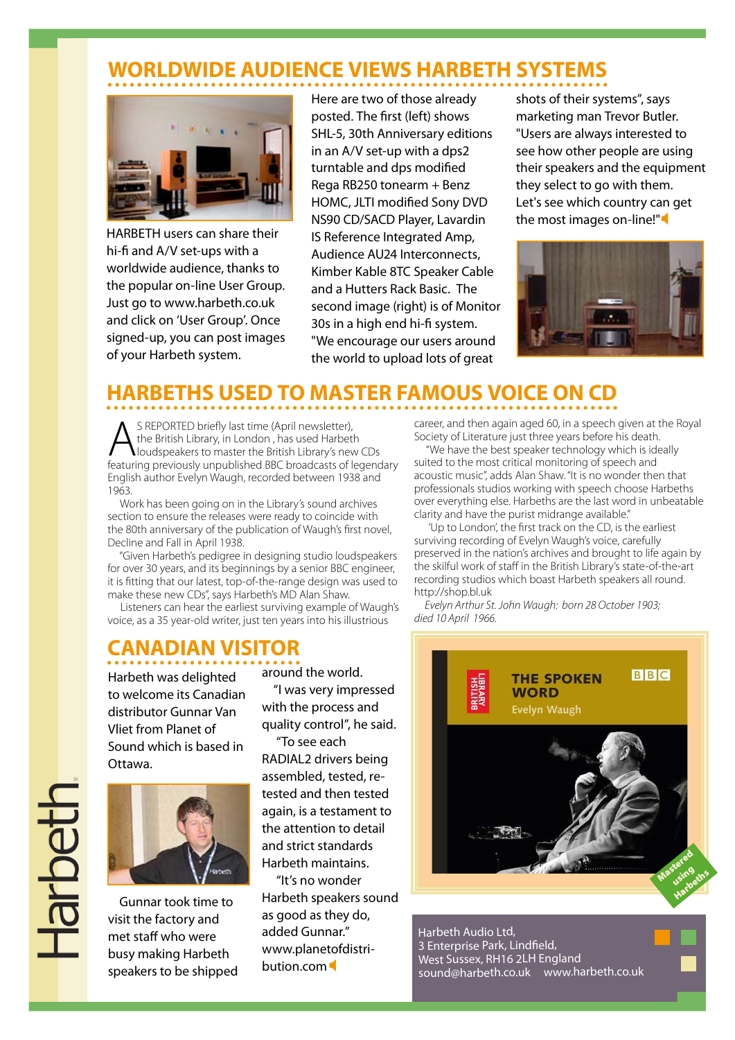# WORLDWIDE AUDIENCE VIEWS HARBETH SYSTEMS

HARBETH users can share their hi-fi and A/V set-ups with a worldwide audience, thanks to the popular on-line User Group. Just go to www.harbeth.co.uk and click on 'User Group'. Once signed-up, you can post images of your Harbeth system.

Here are two of those already posted. The first (left) shows SHL-5, 30th Anniversary editions in an A/V set-up with a dps2 turntable and dps modified Rega RB250 tonearm + Benz HOMC, JLTI modified Sony DVD NS90 CD/SACD Player, Lavardin IS Reference Integrated Amp, Audience AU24 Interconnects, Kimber Kable 8TC Speaker Cable and a Hutters Rack Basic. The second image (right) is of Monitor 30s in a high end hi-fi system. "We encourage our users around the world to upload lots of great shots of their systems", says marketing man Trevor Butler. "Users are always interested to see how other people are using their speakers and the equipment they select to go with them. Let's see which country can get the most images on-line!"

# HARBETHS USED TO MASTER FAMOUS VOICE ON CD

AS REPORTED briefly last time (April newsletter), the British Library, in London , has used Harbeth loudspeakers to master the British Library's new CDs featuring previously unpublished BBC broadcasts of legendary English author Evelyn Waugh, recorded between 1938 and 1963.

Work has been going on in the Library's sound archives section to ensure the releases were ready to coincide with the 80th anniversary of the publication of Waugh's first novel, Decline and Fall in April 1938.

"Given Harbeth's pedigree in designing studio loudspeakers for over 30 years, and its beginnings by a senior BBC engineer, it is fitting that our latest, top-of-the-range design was used to make these new CDs", says Harbeth's MD Alan Shaw.

Listeners can hear the earliest surviving example of Waugh's voice, as a 35 year-old writer, just ten years into his illustrious career, and then again aged 60, in a speech given at the Royal Society of Literature just three years before his death.

"We have the best speaker technology which is ideally suited to the most critical monitoring of speech and acoustic music", adds Alan Shaw. "It is no wonder then that professionals studios working with speech choose Harbeths over everything else. Harbeths are the last word in unbeatable clarity and have the purist midrange available."

'Up to London', the first track on the CD, is the earliest surviving recording of Evelyn Waugh's voice, carefully preserved in the nation's archives and brought to life again by the skilful work of staff in the British Library's state-of-the-art recording studios which boast Harbeth speakers all round.
http://shop.bl.uk

*Evelyn Arthur St. John Waugh: born 28 October 1903; died 10 April 1966.*

# CANADIAN VISITOR

Harbeth was delighted to welcome its Canadian distributor Gunnar Van Vliet from Planet of Sound which is based in Ottawa.

Gunnar took time to visit the factory and met staff who were busy making Harbeth speakers to be shipped around the world.

"I was very impressed with the process and quality control", he said.

"To see each RADIAL2 drivers being assembled, tested, re-tested and then tested again, is a testament to the attention to detail and strict standards Harbeth maintains.

"It's no wonder Harbeth speakers sound as good as they do, added Gunnar."
www.planetofdistribution.com

Harbeth Audio Ltd,
3 Enterprise Park, Lindfield,
West Sussex, RH16 2LH England
sound@harbeth.co.uk www.harbeth.co.uk